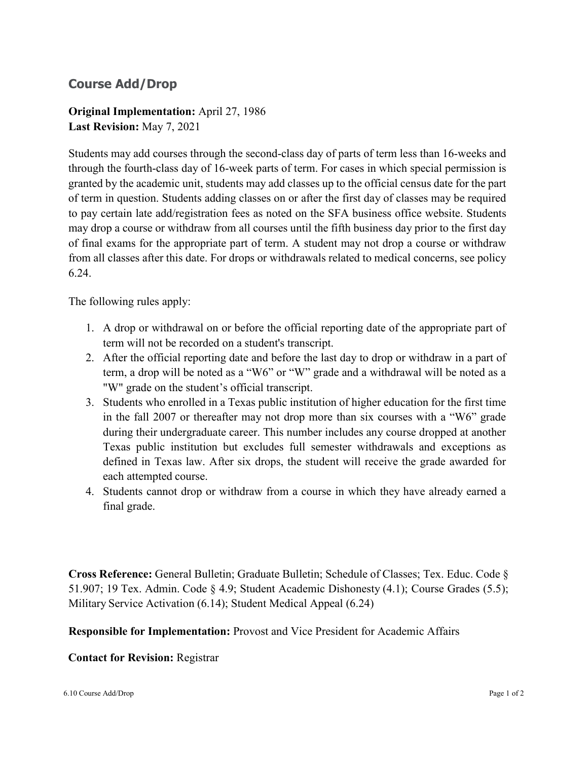## Course Add/Drop

**Original Implementation:** April 27, 1986
**Last Revision:** May 7, 2021

Students may add courses through the second-class day of parts of term less than 16-weeks and through the fourth-class day of 16-week parts of term. For cases in which special permission is granted by the academic unit, students may add classes up to the official census date for the part of term in question. Students adding classes on or after the first day of classes may be required to pay certain late add/registration fees as noted on the SFA business office website. Students may drop a course or withdraw from all courses until the fifth business day prior to the first day of final exams for the appropriate part of term. A student may not drop a course or withdraw from all classes after this date. For drops or withdrawals related to medical concerns, see policy 6.24.

The following rules apply:

1. A drop or withdrawal on or before the official reporting date of the appropriate part of term will not be recorded on a student's transcript.
2. After the official reporting date and before the last day to drop or withdraw in a part of term, a drop will be noted as a "W6" or "W" grade and a withdrawal will be noted as a "W" grade on the student's official transcript.
3. Students who enrolled in a Texas public institution of higher education for the first time in the fall 2007 or thereafter may not drop more than six courses with a "W6" grade during their undergraduate career. This number includes any course dropped at another Texas public institution but excludes full semester withdrawals and exceptions as defined in Texas law. After six drops, the student will receive the grade awarded for each attempted course.
4. Students cannot drop or withdraw from a course in which they have already earned a final grade.

**Cross Reference:** General Bulletin; Graduate Bulletin; Schedule of Classes; Tex. Educ. Code § 51.907; 19 Tex. Admin. Code § 4.9; Student Academic Dishonesty (4.1); Course Grades (5.5); Military Service Activation (6.14); Student Medical Appeal (6.24)

**Responsible for Implementation:** Provost and Vice President for Academic Affairs

**Contact for Revision:** Registrar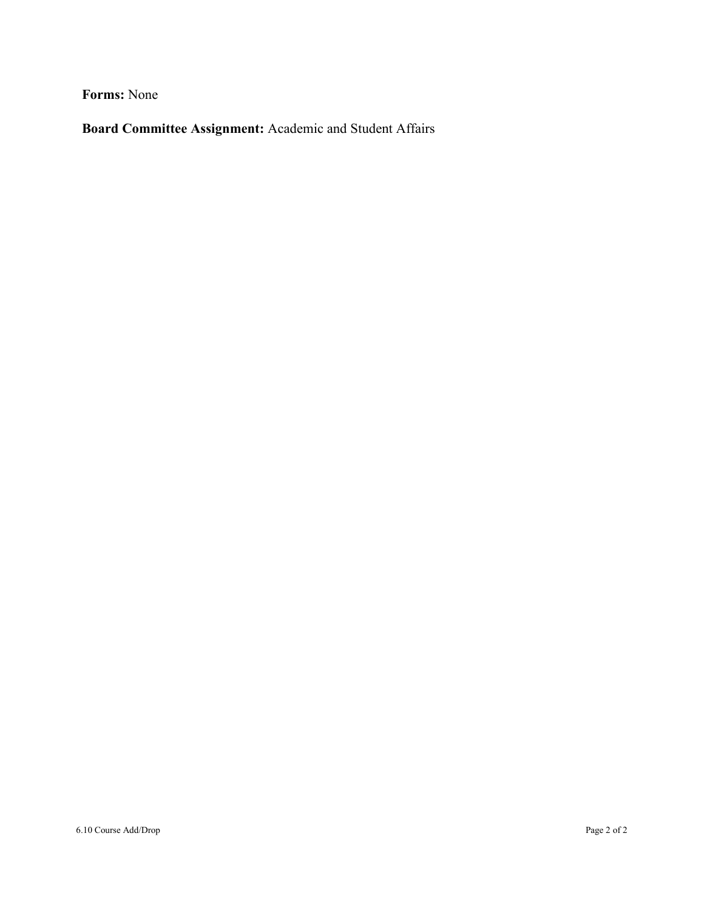**Forms:** None

**Board Committee Assignment:** Academic and Student Affairs